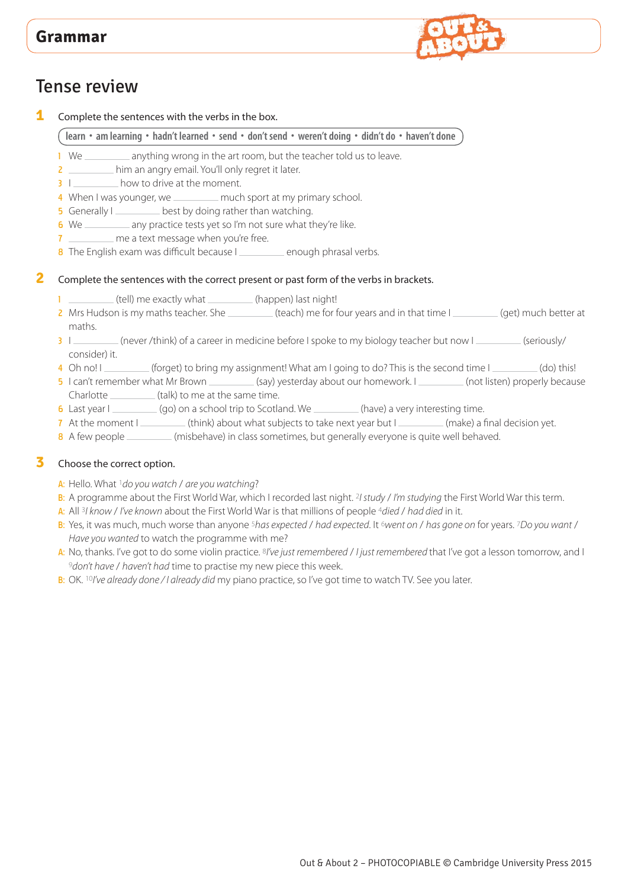# Grammar

## Tense review

**1** Complete the sentences with the verbs in the box.

**learn • am learning • hadn't learned • send • don't send • weren't doing • didn't do • haven't done**

1. We _________ anything wrong in the art room, but the teacher told us to leave.
2. _________ him an angry email. You'll only regret it later.
3. I _________ how to drive at the moment.
4. When I was younger, we _________ much sport at my primary school.
5. Generally I _________ best by doing rather than watching.
6. We _________ any practice tests yet so I'm not sure what they're like.
7. _________ me a text message when you're free.
8. The English exam was difficult because I _________ enough phrasal verbs.

**2** Complete the sentences with the correct present or past form of the verbs in brackets.

1. _________ (tell) me exactly what _________ (happen) last night!
2. Mrs Hudson is my maths teacher. She _________ (teach) me for four years and in that time I _________ (get) much better at maths.
3. I _________ (never /think) of a career in medicine before I spoke to my biology teacher but now I _________ (seriously/ consider) it.
4. Oh no! I _________ (forget) to bring my assignment! What am I going to do? This is the second time I _________ (do) this!
5. I can't remember what Mr Brown _________ (say) yesterday about our homework. I _________ (not listen) properly because Charlotte _________ (talk) to me at the same time.
6. Last year I _________ (go) on a school trip to Scotland. We _________ (have) a very interesting time.
7. At the moment I _________ (think) about what subjects to take next year but I _________ (make) a final decision yet.
8. A few people _________ (misbehave) in class sometimes, but generally everyone is quite well behaved.

**3** Choose the correct option.

A: Hello. What [1]*do you watch / are you watching*?

B: A programme about the First World War, which I recorded last night. [2]*I study / I'm studying* the First World War this term.

A: All [3]*I know / I've known* about the First World War is that millions of people [4]*died / had died* in it.

B: Yes, it was much, much worse than anyone [5]*has expected / had expected*. It [6]*went on / has gone on* for years. [7]*Do you want / Have you wanted* to watch the programme with me?

A: No, thanks. I've got to do some violin practice. [8]*I've just remembered / I just remembered* that I've got a lesson tomorrow, and I [9]*don't have / haven't had* time to practise my new piece this week.

B: OK. [10]*I've already done / I already did* my piano practice, so I've got time to watch TV. See you later.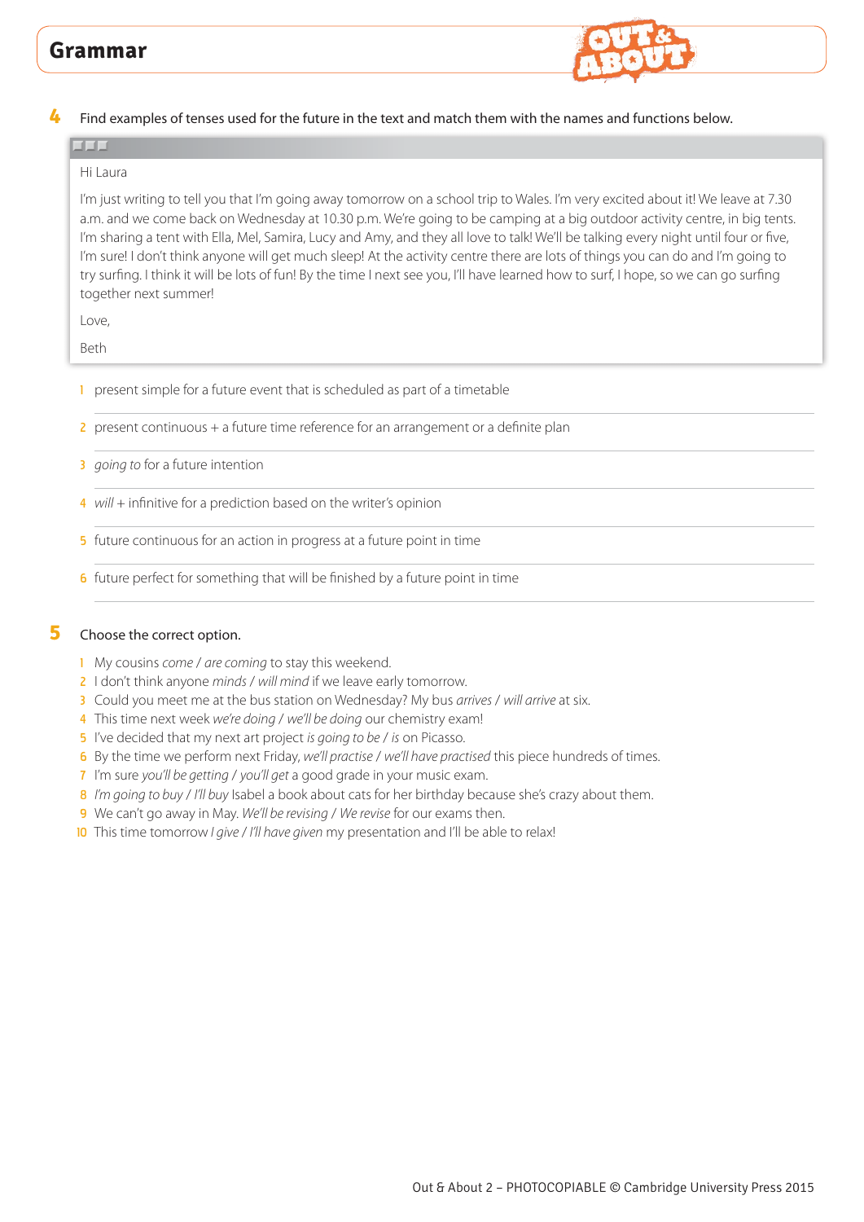## Grammar

**4** Find examples of tenses used for the future in the text and match them with the names and functions below.

Hi Laura

I'm just writing to tell you that I'm going away tomorrow on a school trip to Wales. I'm very excited about it! We leave at 7.30 a.m. and we come back on Wednesday at 10.30 p.m. We're going to be camping at a big outdoor activity centre, in big tents. I'm sharing a tent with Ella, Mel, Samira, Lucy and Amy, and they all love to talk! We'll be talking every night until four or five, I'm sure! I don't think anyone will get much sleep! At the activity centre there are lots of things you can do and I'm going to try surfing. I think it will be lots of fun! By the time I next see you, I'll have learned how to surf, I hope, so we can go surfing together next summer!

Love,

Beth

1 present simple for a future event that is scheduled as part of a timetable

2 present continuous + a future time reference for an arrangement or a definite plan

3 *going to* for a future intention

4 *will* + infinitive for a prediction based on the writer's opinion

5 future continuous for an action in progress at a future point in time

6 future perfect for something that will be finished by a future point in time

**5** Choose the correct option.

1 My cousins *come* / *are coming* to stay this weekend.
2 I don't think anyone *minds* / *will mind* if we leave early tomorrow.
3 Could you meet me at the bus station on Wednesday? My bus *arrives* / *will arrive* at six.
4 This time next week *we're doing* / *we'll be doing* our chemistry exam!
5 I've decided that my next art project *is going to be* / *is* on Picasso.
6 By the time we perform next Friday, *we'll practise* / *we'll have practised* this piece hundreds of times.
7 I'm sure *you'll be getting* / *you'll get* a good grade in your music exam.
8 *I'm going to buy* / *I'll buy* Isabel a book about cats for her birthday because she's crazy about them.
9 We can't go away in May. *We'll be revising* / *We revise* for our exams then.
10 This time tomorrow *I give* / *I'll have given* my presentation and I'll be able to relax!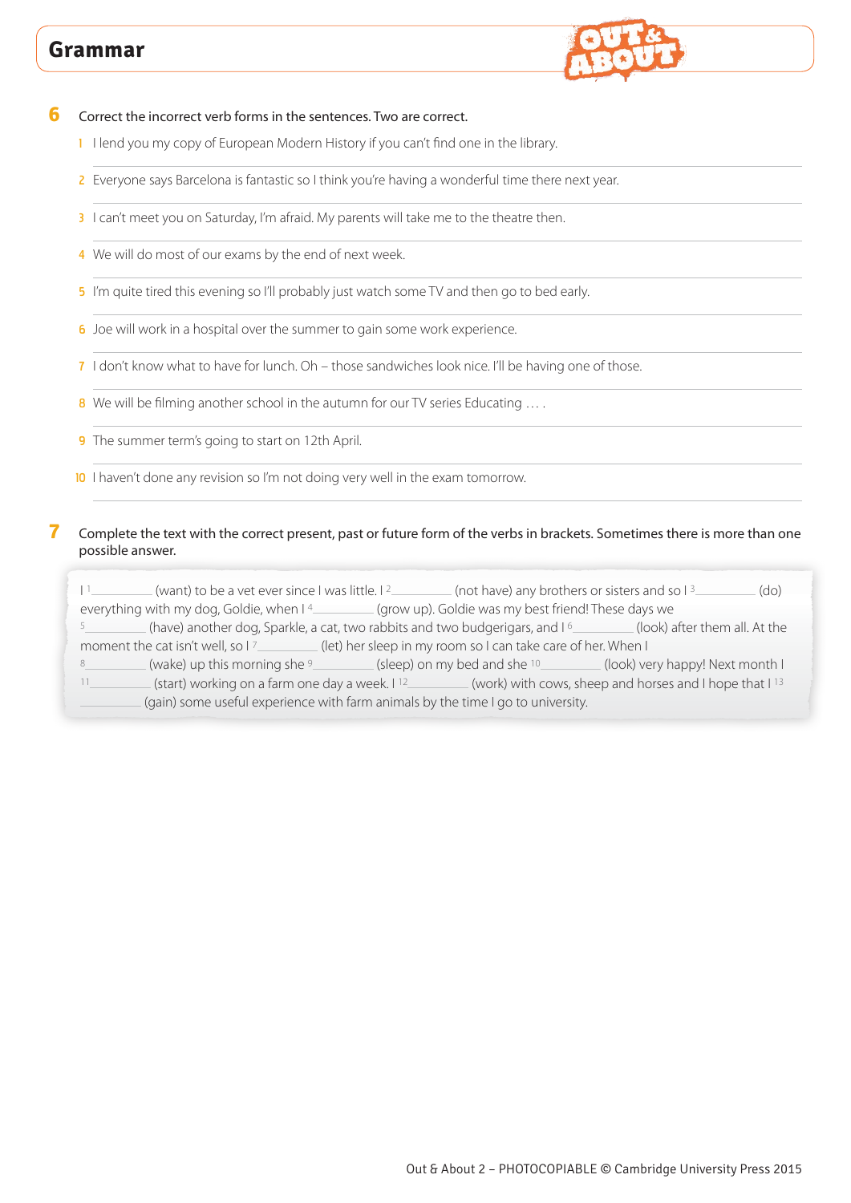## Grammar

**6** Correct the incorrect verb forms in the sentences. Two are correct.

1. I lend you my copy of European Modern History if you can't find one in the library.
2. Everyone says Barcelona is fantastic so I think you're having a wonderful time there next year.
3. I can't meet you on Saturday, I'm afraid. My parents will take me to the theatre then.
4. We will do most of our exams by the end of next week.
5. I'm quite tired this evening so I'll probably just watch some TV and then go to bed early.
6. Joe will work in a hospital over the summer to gain some work experience.
7. I don't know what to have for lunch. Oh – those sandwiches look nice. I'll be having one of those.
8. We will be filming another school in the autumn for our TV series Educating … .
9. The summer term's going to start on 12th April.
10. I haven't done any revision so I'm not doing very well in the exam tomorrow.

**7** Complete the text with the correct present, past or future form of the verbs in brackets. Sometimes there is more than one possible answer.

I [1]_________ (want) to be a vet ever since I was little. I [2]_________ (not have) any brothers or sisters and so I [3]_________ (do) everything with my dog, Goldie, when I [4]_________ (grow up). Goldie was my best friend! These days we [5]_________ (have) another dog, Sparkle, a cat, two rabbits and two budgerigars, and I [6]_________ (look) after them all. At the moment the cat isn't well, so I [7]_________ (let) her sleep in my room so I can take care of her. When I [8]_________ (wake) up this morning she [9]_________ (sleep) on my bed and she [10]_________ (look) very happy! Next month I [11]_________ (start) working on a farm one day a week. I [12]_________ (work) with cows, sheep and horses and I hope that I [13]_________ (gain) some useful experience with farm animals by the time I go to university.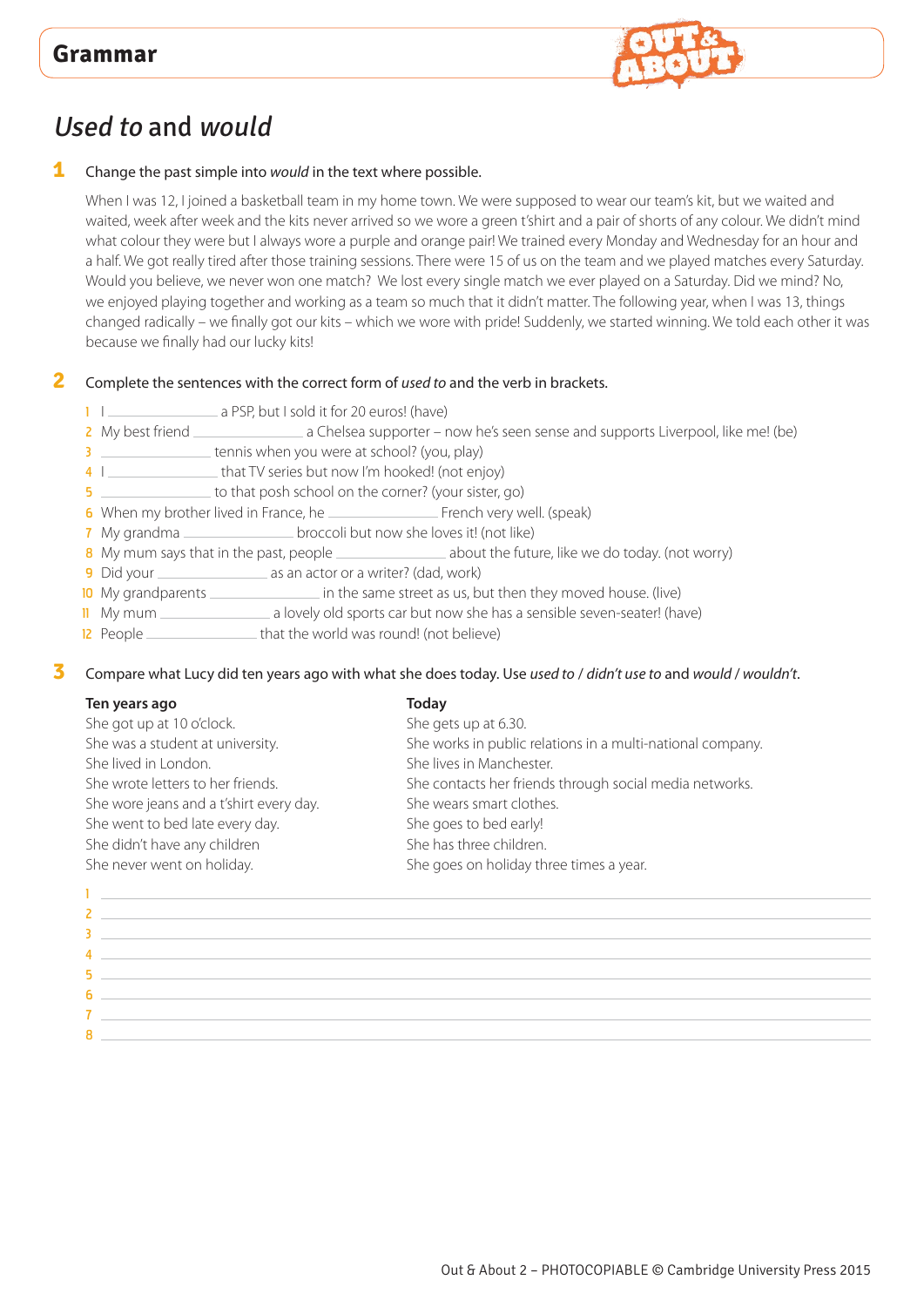## Grammar

# *Used to* and *would*

**1** Change the past simple into *would* in the text where possible.

When I was 12, I joined a basketball team in my home town. We were supposed to wear our team's kit, but we waited and waited, week after week and the kits never arrived so we wore a green t'shirt and a pair of shorts of any colour. We didn't mind what colour they were but I always wore a purple and orange pair! We trained every Monday and Wednesday for an hour and a half. We got really tired after those training sessions. There were 15 of us on the team and we played matches every Saturday. Would you believe, we never won one match? We lost every single match we ever played on a Saturday. Did we mind? No, we enjoyed playing together and working as a team so much that it didn't matter. The following year, when I was 13, things changed radically – we finally got our kits – which we wore with pride! Suddenly, we started winning. We told each other it was because we finally had our lucky kits!

**2** Complete the sentences with the correct form of *used to* and the verb in brackets.

1 I ______________ a PSP, but I sold it for 20 euros! (have)
2 My best friend ______________ a Chelsea supporter – now he's seen sense and supports Liverpool, like me! (be)
3 ______________ tennis when you were at school? (you, play)
4 I ______________ that TV series but now I'm hooked! (not enjoy)
5 ______________ to that posh school on the corner? (your sister, go)
6 When my brother lived in France, he ______________ French very well. (speak)
7 My grandma ______________ broccoli but now she loves it! (not like)
8 My mum says that in the past, people ______________ about the future, like we do today. (not worry)
9 Did your ______________ as an actor or a writer? (dad, work)
10 My grandparents ______________ in the same street as us, but then they moved house. (live)
11 My mum ______________ a lovely old sports car but now she has a sensible seven-seater! (have)
12 People ______________ that the world was round! (not believe)

**3** Compare what Lucy did ten years ago with what she does today. Use *used to / didn't use to* and *would / wouldn't*.

| **Ten years ago** | **Today** |
|---|---|
| She got up at 10 o'clock. | She gets up at 6.30. |
| She was a student at university. | She works in public relations in a multi-national company. |
| She lived in London. | She lives in Manchester. |
| She wrote letters to her friends. | She contacts her friends through social media networks. |
| She wore jeans and a t'shirt every day. | She wears smart clothes. |
| She went to bed late every day. | She goes to bed early! |
| She didn't have any children | She has three children. |
| She never went on holiday. | She goes on holiday three times a year. |

1 ______________________________
2 ______________________________
3 ______________________________
4 ______________________________
5 ______________________________
6 ______________________________
7 ______________________________
8 ______________________________

Out & About 2 – PHOTOCOPIABLE © Cambridge University Press 2015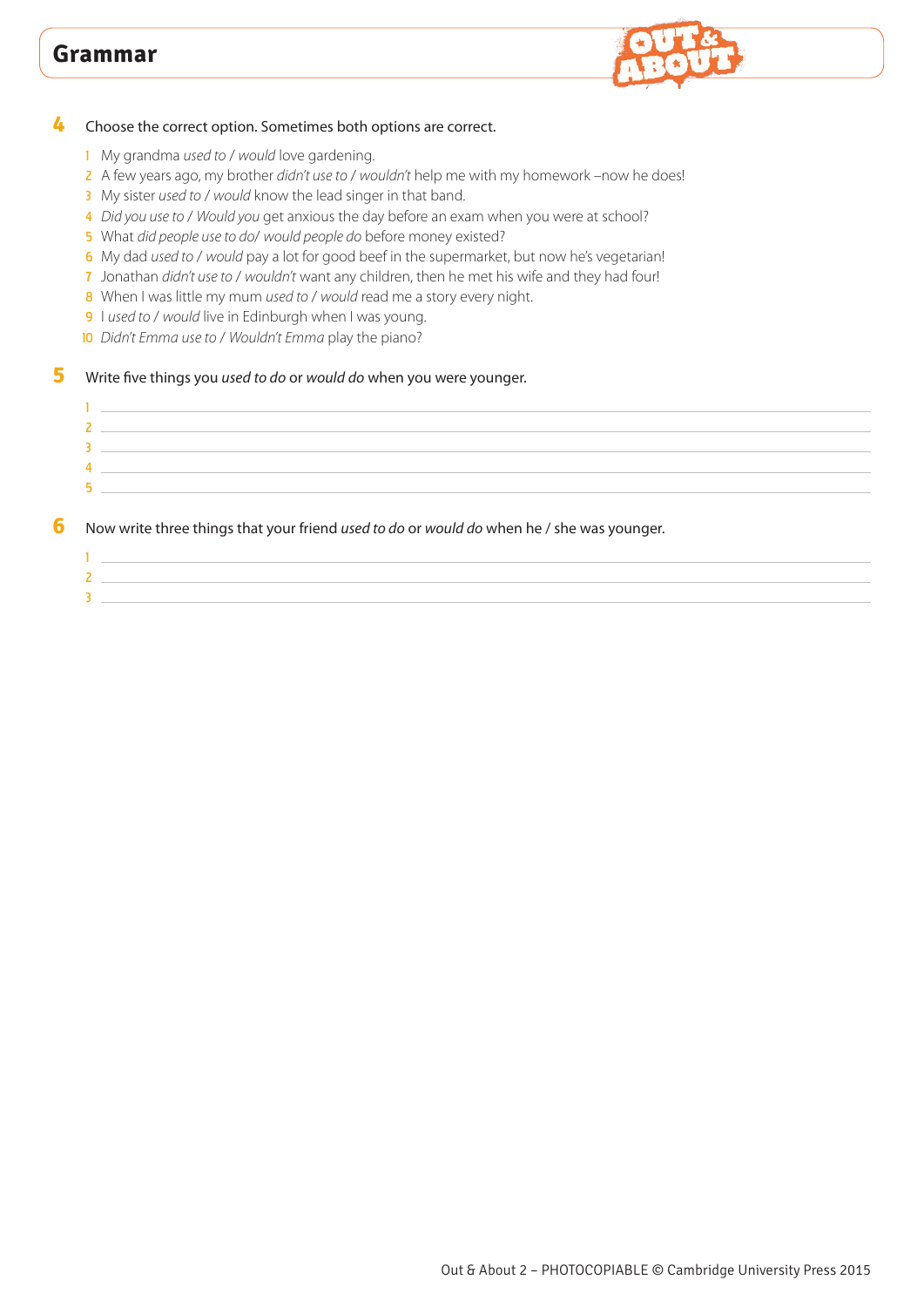## Grammar

**4** Choose the correct option. Sometimes both options are correct.

1. My grandma *used to* / *would* love gardening.
2. A few years ago, my brother *didn't use to* / *wouldn't* help me with my homework –now he does!
3. My sister *used to* / *would* know the lead singer in that band.
4. *Did you use to* / *Would you* get anxious the day before an exam when you were at school?
5. What *did people use to do*/ *would people do* before money existed?
6. My dad *used to* / *would* pay a lot for good beef in the supermarket, but now he's vegetarian!
7. Jonathan *didn't use to* / *wouldn't* want any children, then he met his wife and they had four!
8. When I was little my mum *used to* / *would* read me a story every night.
9. I *used to* / *would* live in Edinburgh when I was young.
10. *Didn't Emma use to* / *Wouldn't Emma* play the piano?

**5** Write five things you *used to do* or *would do* when you were younger.

1. \_\_\_\_\_\_\_\_\_\_\_\_\_\_\_\_\_\_\_\_\_\_\_\_\_\_\_\_\_\_
2. \_\_\_\_\_\_\_\_\_\_\_\_\_\_\_\_\_\_\_\_\_\_\_\_\_\_\_\_\_\_
3. \_\_\_\_\_\_\_\_\_\_\_\_\_\_\_\_\_\_\_\_\_\_\_\_\_\_\_\_\_\_
4. \_\_\_\_\_\_\_\_\_\_\_\_\_\_\_\_\_\_\_\_\_\_\_\_\_\_\_\_\_\_
5. \_\_\_\_\_\_\_\_\_\_\_\_\_\_\_\_\_\_\_\_\_\_\_\_\_\_\_\_\_\_

**6** Now write three things that your friend *used to do* or *would do* when he / she was younger.

1. \_\_\_\_\_\_\_\_\_\_\_\_\_\_\_\_\_\_\_\_\_\_\_\_\_\_\_\_\_\_
2. \_\_\_\_\_\_\_\_\_\_\_\_\_\_\_\_\_\_\_\_\_\_\_\_\_\_\_\_\_\_
3. \_\_\_\_\_\_\_\_\_\_\_\_\_\_\_\_\_\_\_\_\_\_\_\_\_\_\_\_\_\_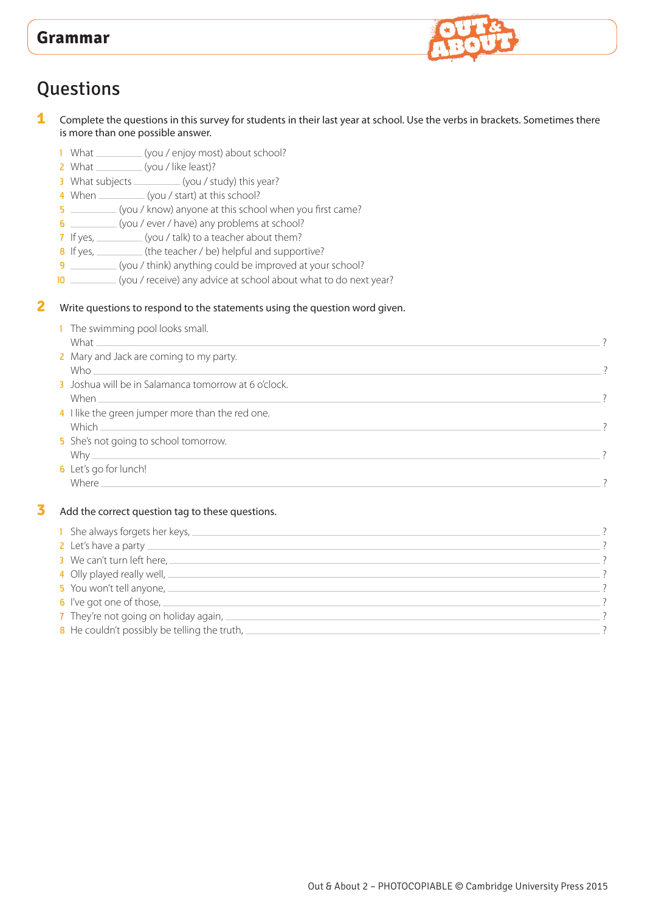# Grammar

## Questions

**1** Complete the questions in this survey for students in their last year at school. Use the verbs in brackets. Sometimes there is more than one possible answer.

1. What __________ (you / enjoy most) about school?
2. What __________ (you / like least)?
3. What subjects __________ (you / study) this year?
4. When __________ (you / start) at this school?
5. __________ (you / know) anyone at this school when you first came?
6. __________ (you / ever / have) any problems at school?
7. If yes, __________ (you / talk) to a teacher about them?
8. If yes, __________ (the teacher / be) helpful and supportive?
9. __________ (you / think) anything could be improved at your school?
10. __________ (you / receive) any advice at school about what to do next year?

**2** Write questions to respond to the statements using the question word given.

1. The swimming pool looks small.
   What ____________________________________________ ?
2. Mary and Jack are coming to my party.
   Who ____________________________________________ ?
3. Joshua will be in Salamanca tomorrow at 6 o'clock.
   When ____________________________________________ ?
4. I like the green jumper more than the red one.
   Which ____________________________________________ ?
5. She's not going to school tomorrow.
   Why ____________________________________________ ?
6. Let's go for lunch!
   Where ____________________________________________ ?

**3** Add the correct question tag to these questions.

1. She always forgets her keys, ____________________________________________ ?
2. Let's have a party ____________________________________________ ?
3. We can't turn left here, ____________________________________________ ?
4. Olly played really well, ____________________________________________ ?
5. You won't tell anyone, ____________________________________________ ?
6. I've got one of those, ____________________________________________ ?
7. They're not going on holiday again, ____________________________________________ ?
8. He couldn't possibly be telling the truth, ____________________________________________ ?

Out & About 2 – PHOTOCOPIABLE © Cambridge University Press 2015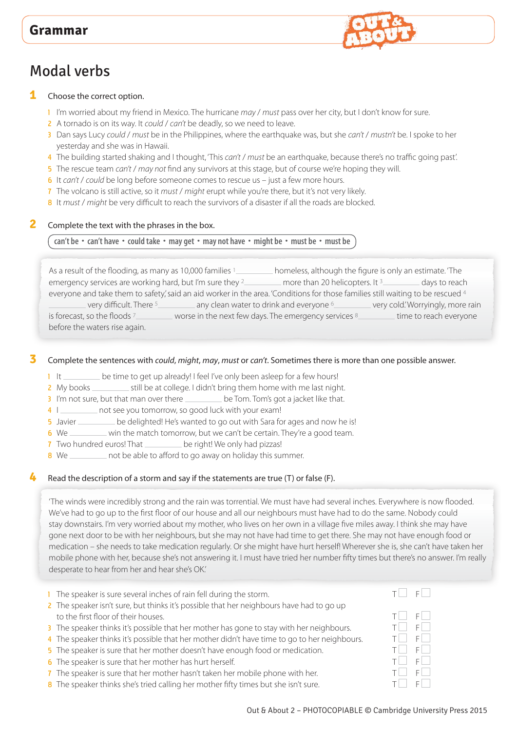## Grammar

# Modal verbs

**1** Choose the correct option.

1. I'm worried about my friend in Mexico. The hurricane *may* / *must* pass over her city, but I don't know for sure.
2. A tornado is on its way. It *could* / *can't* be deadly, so we need to leave.
3. Dan says Lucy *could* / *must* be in the Philippines, where the earthquake was, but she *can't* / *mustn't* be. I spoke to her yesterday and she was in Hawaii.
4. The building started shaking and I thought, 'This *can't* / *must* be an earthquake, because there's no traffic going past'.
5. The rescue team *can't* / *may not* find any survivors at this stage, but of course we're hoping they will.
6. It *can't* / *could* be long before someone comes to rescue us – just a few more hours.
7. The volcano is still active, so it *must* / *might* erupt while you're there, but it's not very likely.
8. It *must* / *might* be very difficult to reach the survivors of a disaster if all the roads are blocked.

**2** Complete the text with the phrases in the box.

**can't be • can't have • could take • may get • may not have • might be • must be • must be**

As a result of the flooding, as many as 10,000 families [1] __________ homeless, although the figure is only an estimate. 'The emergency services are working hard, but I'm sure they [2] __________ more than 20 helicopters. It [3] __________ days to reach everyone and take them to safety,' said an aid worker in the area. 'Conditions for those families still waiting to be rescued [4] __________ very difficult. There [5] __________ any clean water to drink and everyone [6] __________ very cold.' Worryingly, more rain is forecast, so the floods [7] __________ worse in the next few days. The emergency services [8] __________ time to reach everyone before the waters rise again.

**3** Complete the sentences with *could*, *might*, *may*, *must* or *can't*. Sometimes there is more than one possible answer.

1. It __________ be time to get up already! I feel I've only been asleep for a few hours!
2. My books __________ still be at college. I didn't bring them home with me last night.
3. I'm not sure, but that man over there __________ be Tom. Tom's got a jacket like that.
4. I __________ not see you tomorrow, so good luck with your exam!
5. Javier __________ be delighted! He's wanted to go out with Sara for ages and now he is!
6. We __________ win the match tomorrow, but we can't be certain. They're a good team.
7. Two hundred euros! That __________ be right! We only had pizzas!
8. We __________ not be able to afford to go away on holiday this summer.

**4** Read the description of a storm and say if the statements are true (T) or false (F).

'The winds were incredibly strong and the rain was torrential. We must have had several inches. Everywhere is now flooded. We've had to go up to the first floor of our house and all our neighbours must have had to do the same. Nobody could stay downstairs. I'm very worried about my mother, who lives on her own in a village five miles away. I think she may have gone next door to be with her neighbours, but she may not have had time to get there. She may not have enough food or medication – she needs to take medication regularly. Or she might have hurt herself! Wherever she is, she can't have taken her mobile phone with her, because she's not answering it. I must have tried her number fifty times but there's no answer. I'm really desperate to hear from her and hear she's OK.'

1. The speaker is sure several inches of rain fell during the storm. T ☐ F ☐
2. The speaker isn't sure, but thinks it's possible that her neighbours have had to go up to the first floor of their houses. T ☐ F ☐
3. The speaker thinks it's possible that her mother has gone to stay with her neighbours. T ☐ F ☐
4. The speaker thinks it's possible that her mother didn't have time to go to her neighbours. T ☐ F ☐
5. The speaker is sure that her mother doesn't have enough food or medication. T ☐ F ☐
6. The speaker is sure that her mother has hurt herself. T ☐ F ☐
7. The speaker is sure that her mother hasn't taken her mobile phone with her. T ☐ F ☐
8. The speaker thinks she's tried calling her mother fifty times but she isn't sure. T ☐ F ☐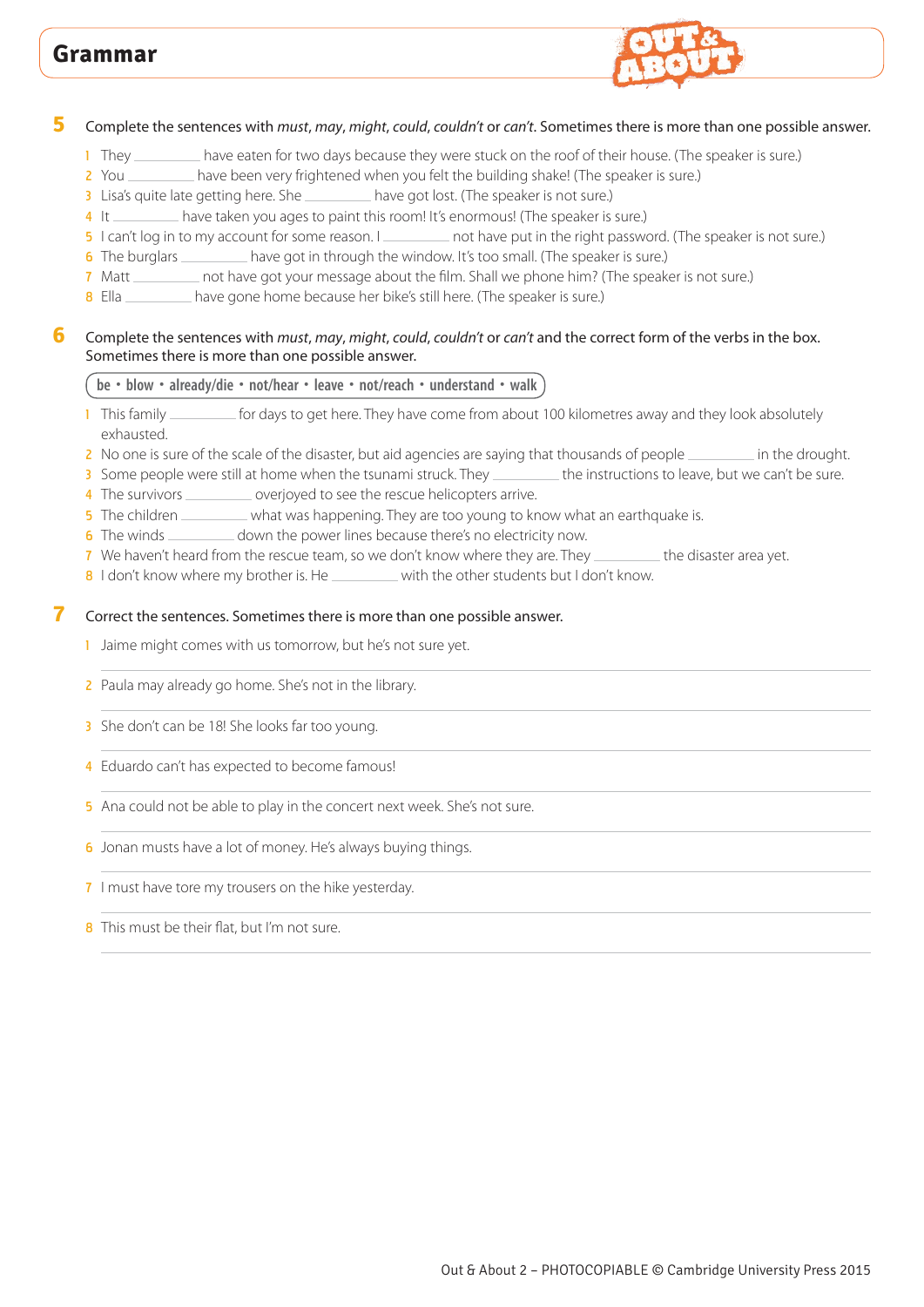## Grammar

**5** Complete the sentences with *must*, *may*, *might*, *could*, *couldn't* or *can't*. Sometimes there is more than one possible answer.

1. They ________ have eaten for two days because they were stuck on the roof of their house. (The speaker is sure.)
2. You ________ have been very frightened when you felt the building shake! (The speaker is sure.)
3. Lisa's quite late getting here. She ________ have got lost. (The speaker is not sure.)
4. It ________ have taken you ages to paint this room! It's enormous! (The speaker is sure.)
5. I can't log in to my account for some reason. I ________ not have put in the right password. (The speaker is not sure.)
6. The burglars ________ have got in through the window. It's too small. (The speaker is sure.)
7. Matt ________ not have got your message about the film. Shall we phone him? (The speaker is not sure.)
8. Ella ________ have gone home because her bike's still here. (The speaker is sure.)

**6** Complete the sentences with *must*, *may*, *might*, *could*, *couldn't* or *can't* and the correct form of the verbs in the box. Sometimes there is more than one possible answer.

**be • blow • already/die • not/hear • leave • not/reach • understand • walk**

1. This family ________ for days to get here. They have come from about 100 kilometres away and they look absolutely exhausted.
2. No one is sure of the scale of the disaster, but aid agencies are saying that thousands of people ________ in the drought.
3. Some people were still at home when the tsunami struck. They ________ the instructions to leave, but we can't be sure.
4. The survivors ________ overjoyed to see the rescue helicopters arrive.
5. The children ________ what was happening. They are too young to know what an earthquake is.
6. The winds ________ down the power lines because there's no electricity now.
7. We haven't heard from the rescue team, so we don't know where they are. They ________ the disaster area yet.
8. I don't know where my brother is. He ________ with the other students but I don't know.

**7** Correct the sentences. Sometimes there is more than one possible answer.

1. Jaime might comes with us tomorrow, but he's not sure yet.
2. Paula may already go home. She's not in the library.
3. She don't can be 18! She looks far too young.
4. Eduardo can't has expected to become famous!
5. Ana could not be able to play in the concert next week. She's not sure.
6. Jonan musts have a lot of money. He's always buying things.
7. I must have tore my trousers on the hike yesterday.
8. This must be their flat, but I'm not sure.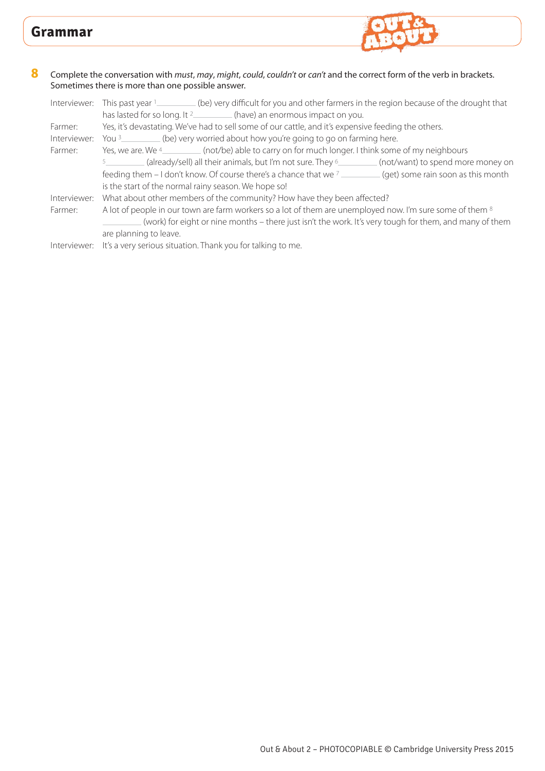## Grammar

**8** Complete the conversation with *must*, *may*, *might*, *could*, *couldn't* or *can't* and the correct form of the verb in brackets. Sometimes there is more than one possible answer.

Interviewer: This past year [1]__________ (be) very difficult for you and other farmers in the region because of the drought that has lasted for so long. It [2]__________ (have) an enormous impact on you.

Farmer: Yes, it's devastating. We've had to sell some of our cattle, and it's expensive feeding the others.

Interviewer: You [3]__________ (be) very worried about how you're going to go on farming here.

Farmer: Yes, we are. We [4]__________ (not/be) able to carry on for much longer. I think some of my neighbours [5]__________ (already/sell) all their animals, but I'm not sure. They [6]__________ (not/want) to spend more money on feeding them – I don't know. Of course there's a chance that we [7]__________ (get) some rain soon as this month is the start of the normal rainy season. We hope so!

Interviewer: What about other members of the community? How have they been affected?

Farmer: A lot of people in our town are farm workers so a lot of them are unemployed now. I'm sure some of them [8]__________ (work) for eight or nine months – there just isn't the work. It's very tough for them, and many of them are planning to leave.

Interviewer: It's a very serious situation. Thank you for talking to me.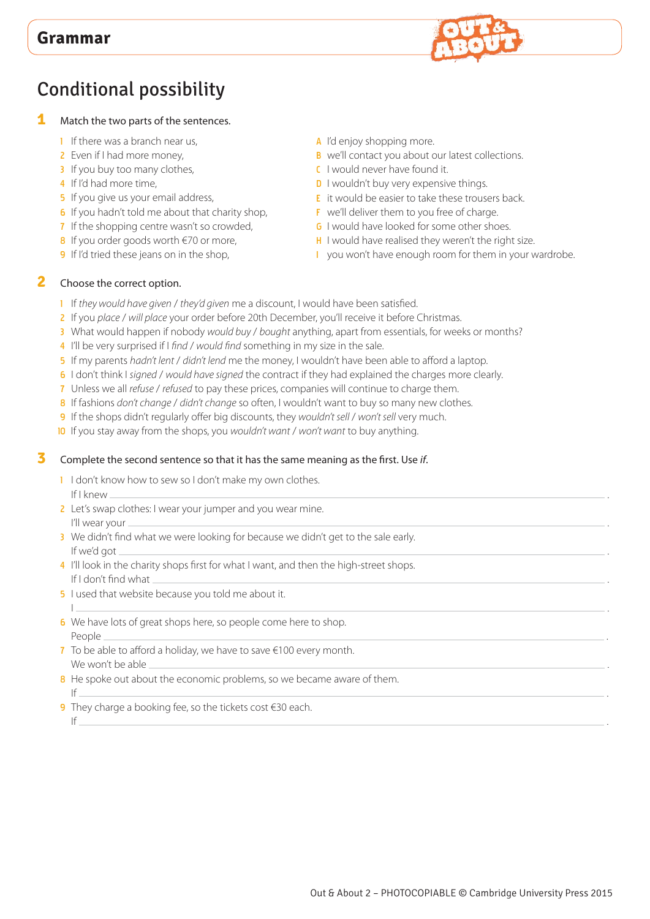## Grammar

# Conditional possibility

**1** Match the two parts of the sentences.

1. If there was a branch near us,
2. Even if I had more money,
3. If you buy too many clothes,
4. If I'd had more time,
5. If you give us your email address,
6. If you hadn't told me about that charity shop,
7. If the shopping centre wasn't so crowded,
8. If you order goods worth €70 or more,
9. If I'd tried these jeans on in the shop,

A. I'd enjoy shopping more.
B. we'll contact you about our latest collections.
C. I would never have found it.
D. I wouldn't buy very expensive things.
E. it would be easier to take these trousers back.
F. we'll deliver them to you free of charge.
G. I would have looked for some other shoes.
H. I would have realised they weren't the right size.
I. you won't have enough room for them in your wardrobe.

**2** Choose the correct option.

1. If *they would have given* / *they'd given* me a discount, I would have been satisfied.
2. If you *place* / *will place* your order before 20th December, you'll receive it before Christmas.
3. What would happen if nobody *would buy* / *bought* anything, apart from essentials, for weeks or months?
4. I'll be very surprised if I *find* / *would find* something in my size in the sale.
5. If my parents *hadn't lent* / *didn't lend* me the money, I wouldn't have been able to afford a laptop.
6. I don't think I *signed* / *would have signed* the contract if they had explained the charges more clearly.
7. Unless we all *refuse* / *refused* to pay these prices, companies will continue to charge them.
8. If fashions *don't change* / *didn't change* so often, I wouldn't want to buy so many new clothes.
9. If the shops didn't regularly offer big discounts, they *wouldn't sell* / *won't sell* very much.
10. If you stay away from the shops, you *wouldn't want* / *won't want* to buy anything.

**3** Complete the second sentence so that it has the same meaning as the first. Use *if*.

1. I don't know how to sew so I don't make my own clothes.
   If I knew \_\_\_\_\_\_\_\_\_\_\_\_\_\_\_\_\_\_\_\_\_\_\_\_\_\_\_\_\_\_ .
2. Let's swap clothes: I wear your jumper and you wear mine.
   I'll wear your \_\_\_\_\_\_\_\_\_\_\_\_\_\_\_\_\_\_\_\_\_\_\_\_\_\_\_\_\_\_ .
3. We didn't find what we were looking for because we didn't get to the sale early.
   If we'd got \_\_\_\_\_\_\_\_\_\_\_\_\_\_\_\_\_\_\_\_\_\_\_\_\_\_\_\_\_\_ .
4. I'll look in the charity shops first for what I want, and then the high-street shops.
   If I don't find what \_\_\_\_\_\_\_\_\_\_\_\_\_\_\_\_\_\_\_\_\_\_\_\_\_\_\_\_\_\_ .
5. I used that website because you told me about it.
   I \_\_\_\_\_\_\_\_\_\_\_\_\_\_\_\_\_\_\_\_\_\_\_\_\_\_\_\_\_\_ .
6. We have lots of great shops here, so people come here to shop.
   People \_\_\_\_\_\_\_\_\_\_\_\_\_\_\_\_\_\_\_\_\_\_\_\_\_\_\_\_\_\_ .
7. To be able to afford a holiday, we have to save €100 every month.
   We won't be able \_\_\_\_\_\_\_\_\_\_\_\_\_\_\_\_\_\_\_\_\_\_\_\_\_\_\_\_\_\_ .
8. He spoke out about the economic problems, so we became aware of them.
   If \_\_\_\_\_\_\_\_\_\_\_\_\_\_\_\_\_\_\_\_\_\_\_\_\_\_\_\_\_\_ .
9. They charge a booking fee, so the tickets cost €30 each.
   If \_\_\_\_\_\_\_\_\_\_\_\_\_\_\_\_\_\_\_\_\_\_\_\_\_\_\_\_\_\_ .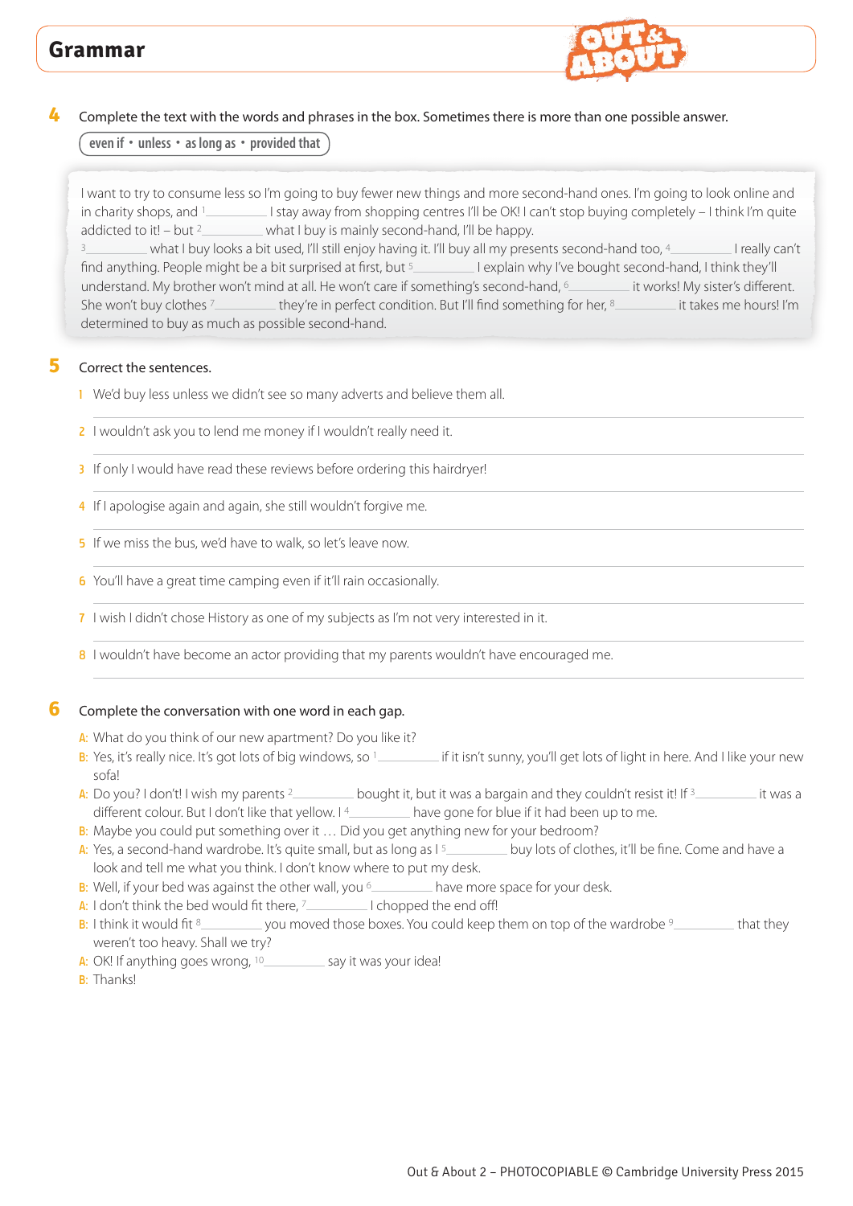## Grammar

**4** Complete the text with the words and phrases in the box. Sometimes there is more than one possible answer.

even if • unless • as long as • provided that

I want to try to consume less so I'm going to buy fewer new things and more second-hand ones. I'm going to look online and in charity shops, and [1] __________ I stay away from shopping centres I'll be OK! I can't stop buying completely – I think I'm quite addicted to it! – but [2] __________ what I buy is mainly second-hand, I'll be happy. [3] __________ what I buy looks a bit used, I'll still enjoy having it. I'll buy all my presents second-hand too, [4] __________ I really can't find anything. People might be a bit surprised at first, but [5] __________ I explain why I've bought second-hand, I think they'll understand. My brother won't mind at all. He won't care if something's second-hand, [6] __________ it works! My sister's different. She won't buy clothes [7] __________ they're in perfect condition. But I'll find something for her, [8] __________ it takes me hours! I'm determined to buy as much as possible second-hand.

**5** Correct the sentences.

1 We'd buy less unless we didn't see so many adverts and believe them all.

______________________________

2 I wouldn't ask you to lend me money if I wouldn't really need it.

______________________________

3 If only I would have read these reviews before ordering this hairdryer!

______________________________

4 If I apologise again and again, she still wouldn't forgive me.

______________________________

5 If we miss the bus, we'd have to walk, so let's leave now.

______________________________

6 You'll have a great time camping even if it'll rain occasionally.

______________________________

7 I wish I didn't chose History as one of my subjects as I'm not very interested in it.

______________________________

8 I wouldn't have become an actor providing that my parents wouldn't have encouraged me.

______________________________

**6** Complete the conversation with one word in each gap.

A: What do you think of our new apartment? Do you like it?
B: Yes, it's really nice. It's got lots of big windows, so [1] __________ if it isn't sunny, you'll get lots of light in here. And I like your new sofa!
A: Do you? I don't! I wish my parents [2] __________ bought it, but it was a bargain and they couldn't resist it! If [3] __________ it was a different colour. But I don't like that yellow. I [4] __________ have gone for blue if it had been up to me.
B: Maybe you could put something over it … Did you get anything new for your bedroom?
A: Yes, a second-hand wardrobe. It's quite small, but as long as I [5] __________ buy lots of clothes, it'll be fine. Come and have a look and tell me what you think. I don't know where to put my desk.
B: Well, if your bed was against the other wall, you [6] __________ have more space for your desk.
A: I don't think the bed would fit there, [7] __________ I chopped the end off!
B: I think it would fit [8] __________ you moved those boxes. You could keep them on top of the wardrobe [9] __________ that they weren't too heavy. Shall we try?
A: OK! If anything goes wrong, [10] __________ say it was your idea!
B: Thanks!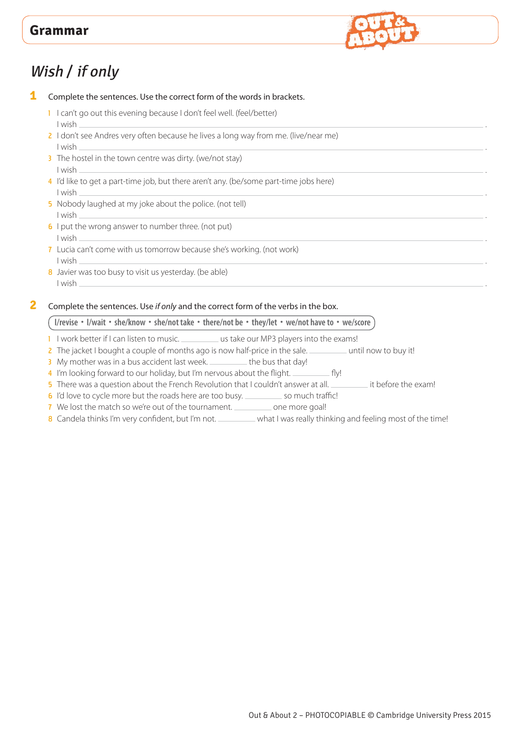## Grammar

# *Wish / if only*

**1** Complete the sentences. Use the correct form of the words in brackets.

1 I can't go out this evening because I don't feel well. (feel/better)
I wish ______________________________________________.

2 I don't see Andres very often because he lives a long way from me. (live/near me)
I wish ______________________________________________.

3 The hostel in the town centre was dirty. (we/not stay)
I wish ______________________________________________.

4 I'd like to get a part-time job, but there aren't any. (be/some part-time jobs here)
I wish ______________________________________________.

5 Nobody laughed at my joke about the police. (not tell)
I wish ______________________________________________.

6 I put the wrong answer to number three. (not put)
I wish ______________________________________________.

7 Lucia can't come with us tomorrow because she's working. (not work)
I wish ______________________________________________.

8 Javier was too busy to visit us yesterday. (be able)
I wish ______________________________________________.

**2** Complete the sentences. Use *if only* and the correct form of the verbs in the box.

I/revise • I/wait • she/know • she/not take • there/not be • they/let • we/not have to • we/score

1 I work better if I can listen to music. __________ us take our MP3 players into the exams!
2 The jacket I bought a couple of months ago is now half-price in the sale. __________ until now to buy it!
3 My mother was in a bus accident last week. __________ the bus that day!
4 I'm looking forward to our holiday, but I'm nervous about the flight. __________ fly!
5 There was a question about the French Revolution that I couldn't answer at all. __________ it before the exam!
6 I'd love to cycle more but the roads here are too busy. __________ so much traffic!
7 We lost the match so we're out of the tournament. __________ one more goal!
8 Candela thinks I'm very confident, but I'm not. __________ what I was really thinking and feeling most of the time!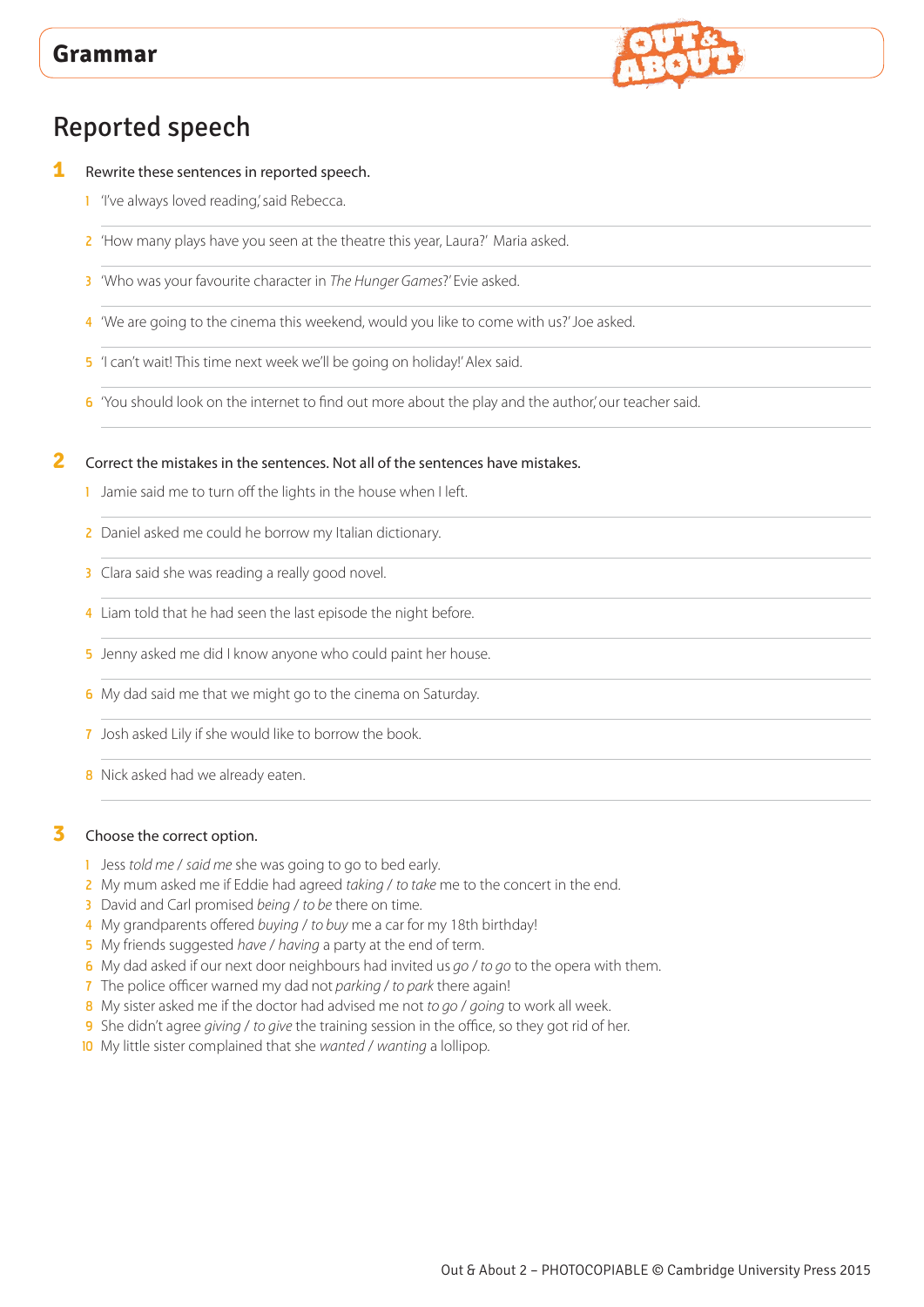# Grammar

## Reported speech

**1** Rewrite these sentences in reported speech.

1. 'I've always loved reading,' said Rebecca.
2. 'How many plays have you seen at the theatre this year, Laura?' Maria asked.
3. 'Who was your favourite character in *The Hunger Games*?' Evie asked.
4. 'We are going to the cinema this weekend, would you like to come with us?' Joe asked.
5. 'I can't wait! This time next week we'll be going on holiday!' Alex said.
6. 'You should look on the internet to find out more about the play and the author,' our teacher said.

**2** Correct the mistakes in the sentences. Not all of the sentences have mistakes.

1. Jamie said me to turn off the lights in the house when I left.
2. Daniel asked me could he borrow my Italian dictionary.
3. Clara said she was reading a really good novel.
4. Liam told that he had seen the last episode the night before.
5. Jenny asked me did I know anyone who could paint her house.
6. My dad said me that we might go to the cinema on Saturday.
7. Josh asked Lily if she would like to borrow the book.
8. Nick asked had we already eaten.

**3** Choose the correct option.

1. Jess *told me* / *said me* she was going to go to bed early.
2. My mum asked me if Eddie had agreed *taking* / *to take* me to the concert in the end.
3. David and Carl promised *being* / *to be* there on time.
4. My grandparents offered *buying* / *to buy* me a car for my 18th birthday!
5. My friends suggested *have* / *having* a party at the end of term.
6. My dad asked if our next door neighbours had invited us *go* / *to go* to the opera with them.
7. The police officer warned my dad not *parking* / *to park* there again!
8. My sister asked me if the doctor had advised me not *to go* / *going* to work all week.
9. She didn't agree *giving* / *to give* the training session in the office, so they got rid of her.
10. My little sister complained that she *wanted* / *wanting* a lollipop.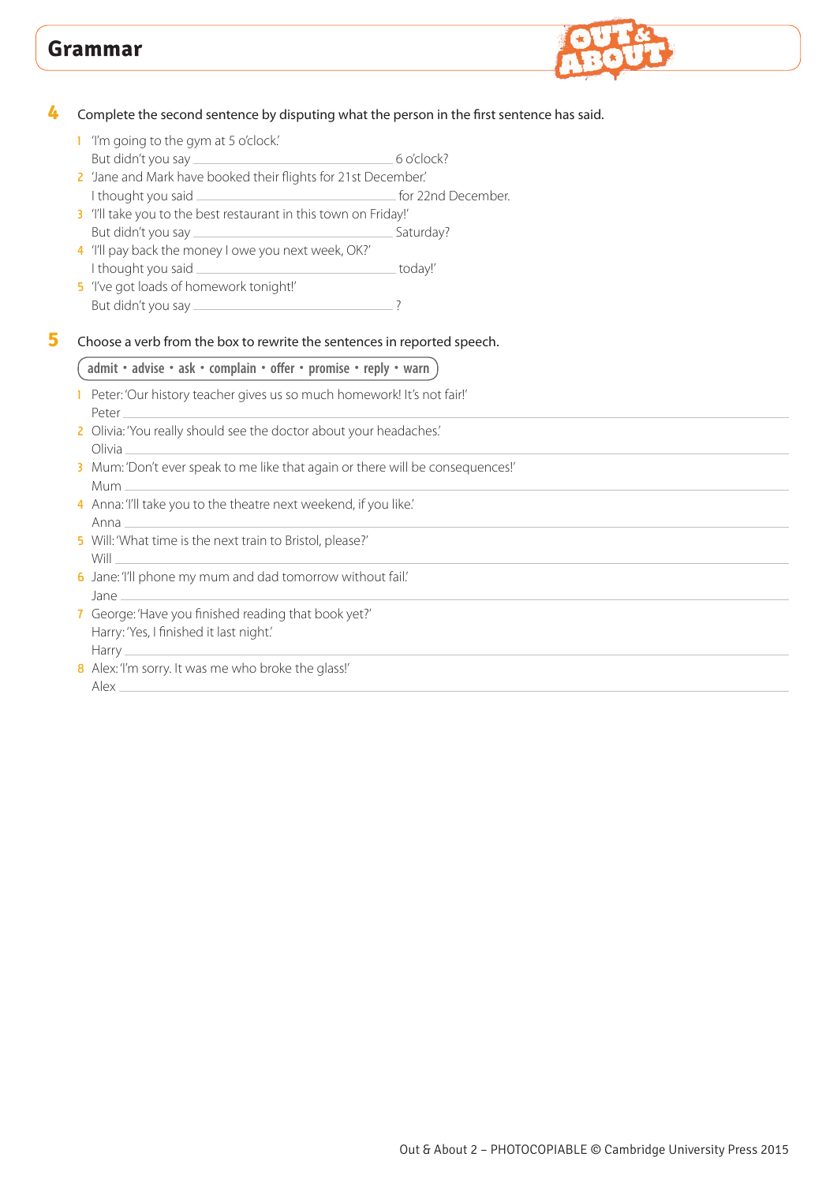# Grammar

**4** Complete the second sentence by disputing what the person in the first sentence has said.

1 'I'm going to the gym at 5 o'clock.'
But didn't you say ______________________ 6 o'clock?
2 'Jane and Mark have booked their flights for 21st December.'
I thought you said ______________________ for 22nd December.
3 'I'll take you to the best restaurant in this town on Friday!'
But didn't you say ______________________ Saturday?
4 'I'll pay back the money I owe you next week, OK?'
I thought you said ______________________ today!'
5 'I've got loads of homework tonight!'
But didn't you say ______________________ ?

**5** Choose a verb from the box to rewrite the sentences in reported speech.

**admit • advise • ask • complain • offer • promise • reply • warn**

1 Peter: 'Our history teacher gives us so much homework! It's not fair!'
Peter ______________________
2 Olivia: 'You really should see the doctor about your headaches.'
Olivia ______________________
3 Mum: 'Don't ever speak to me like that again or there will be consequences!'
Mum ______________________
4 Anna: 'I'll take you to the theatre next weekend, if you like.'
Anna ______________________
5 Will: 'What time is the next train to Bristol, please?'
Will ______________________
6 Jane: 'I'll phone my mum and dad tomorrow without fail.'
Jane ______________________
7 George: 'Have you finished reading that book yet?'
Harry: 'Yes, I finished it last night.'
Harry ______________________
8 Alex: 'I'm sorry. It was me who broke the glass!'
Alex ______________________

Out & About 2 – PHOTOCOPIABLE © Cambridge University Press 2015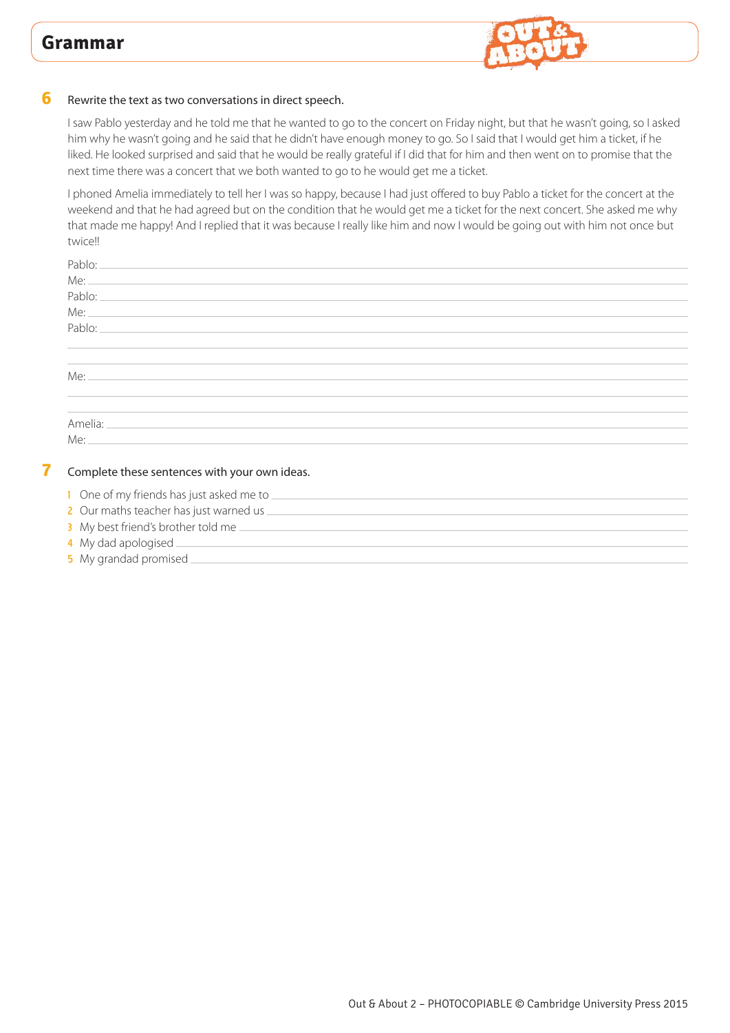## Grammar

**6** Rewrite the text as two conversations in direct speech.

I saw Pablo yesterday and he told me that he wanted to go to the concert on Friday night, but that he wasn't going, so I asked him why he wasn't going and he said that he didn't have enough money to go. So I said that I would get him a ticket, if he liked. He looked surprised and said that he would be really grateful if I did that for him and then went on to promise that the next time there was a concert that we both wanted to go to he would get me a ticket.

I phoned Amelia immediately to tell her I was so happy, because I had just offered to buy Pablo a ticket for the concert at the weekend and that he had agreed but on the condition that he would get me a ticket for the next concert. She asked me why that made me happy! And I replied that it was because I really like him and now I would be going out with him not once but twice!!

Pablo: ____________________

Me: ____________________

Pablo: ____________________

Me: ____________________

Pablo: ____________________

____________________

____________________

Me: ____________________

____________________

____________________

Amelia: ____________________

Me: ____________________

**7** Complete these sentences with your own ideas.

1. One of my friends has just asked me to ____________________
2. Our maths teacher has just warned us ____________________
3. My best friend's brother told me ____________________
4. My dad apologised ____________________
5. My grandad promised ____________________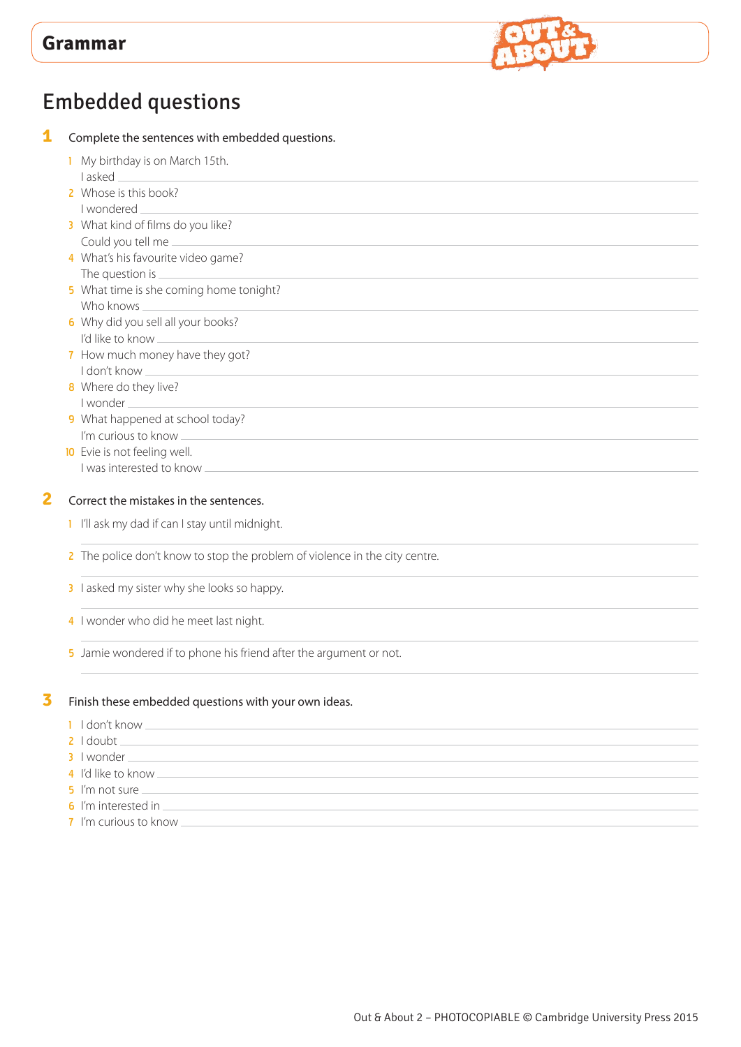# Grammar

## Embedded questions

**1** Complete the sentences with embedded questions.

1. My birthday is on March 15th.
   I asked ____________________
2. Whose is this book?
   I wondered ____________________
3. What kind of films do you like?
   Could you tell me ____________________
4. What's his favourite video game?
   The question is ____________________
5. What time is she coming home tonight?
   Who knows ____________________
6. Why did you sell all your books?
   I'd like to know ____________________
7. How much money have they got?
   I don't know ____________________
8. Where do they live?
   I wonder ____________________
9. What happened at school today?
   I'm curious to know ____________________
10. Evie is not feeling well.
    I was interested to know ____________________

**2** Correct the mistakes in the sentences.

1. I'll ask my dad if can I stay until midnight.
   ____________________
2. The police don't know to stop the problem of violence in the city centre.
   ____________________
3. I asked my sister why she looks so happy.
   ____________________
4. I wonder who did he meet last night.
   ____________________
5. Jamie wondered if to phone his friend after the argument or not.
   ____________________

**3** Finish these embedded questions with your own ideas.

1. I don't know ____________________
2. I doubt ____________________
3. I wonder ____________________
4. I'd like to know ____________________
5. I'm not sure ____________________
6. I'm interested in ____________________
7. I'm curious to know ____________________

Out & About 2 – PHOTOCOPIABLE © Cambridge University Press 2015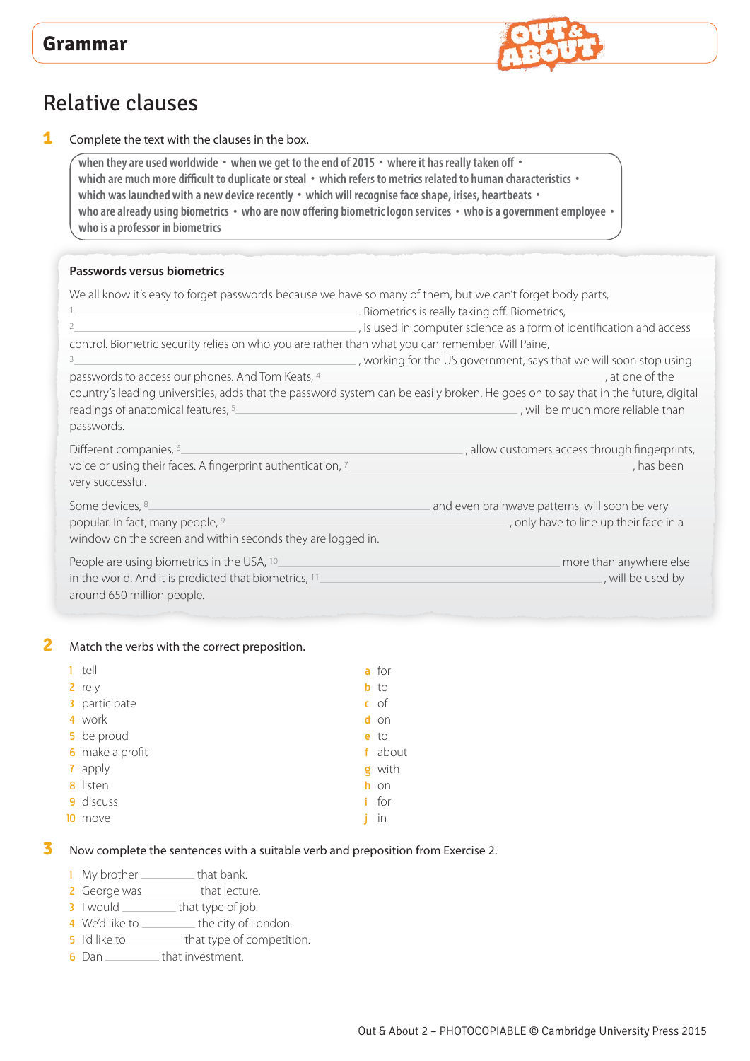## Grammar

# Relative clauses

**1** Complete the text with the clauses in the box.

> when they are used worldwide • when we get to the end of 2015 • where it has really taken off • which are much more difficult to duplicate or steal • which refers to metrics related to human characteristics • which was launched with a new device recently • which will recognise face shape, irises, heartbeats • who are already using biometrics • who are now offering biometric logon services • who is a government employee • who is a professor in biometrics

### Passwords versus biometrics

We all know it's easy to forget passwords because we have so many of them, but we can't forget body parts, 1 ______________________. Biometrics is really taking off. Biometrics, 2 ______________________, is used in computer science as a form of identification and access control. Biometric security relies on who you are rather than what you can remember. Will Paine, 3 ______________________, working for the US government, says that we will soon stop using passwords to access our phones. And Tom Keats, 4 ______________________, at one of the country's leading universities, adds that the password system can be easily broken. He goes on to say that in the future, digital readings of anatomical features, 5 ______________________, will be much more reliable than passwords.

Different companies, 6 ______________________, allow customers access through fingerprints, voice or using their faces. A fingerprint authentication, 7 ______________________, has been very successful.

Some devices, 8 ______________________ and even brainwave patterns, will soon be very popular. In fact, many people, 9 ______________________, only have to line up their face in a window on the screen and within seconds they are logged in.

People are using biometrics in the USA, 10 ______________________ more than anywhere else in the world. And it is predicted that biometrics, 11 ______________________, will be used by around 650 million people.

**2** Match the verbs with the correct preposition.

1 tell  
2 rely  
3 participate  
4 work  
5 be proud  
6 make a profit  
7 apply  
8 listen  
9 discuss  
10 move

a for  
b to  
c of  
d on  
e to  
f about  
g with  
h on  
i for  
j in

**3** Now complete the sentences with a suitable verb and preposition from Exercise 2.

1 My brother __________ that bank.  
2 George was __________ that lecture.  
3 I would __________ that type of job.  
4 We'd like to __________ the city of London.  
5 I'd like to __________ that type of competition.  
6 Dan __________ that investment.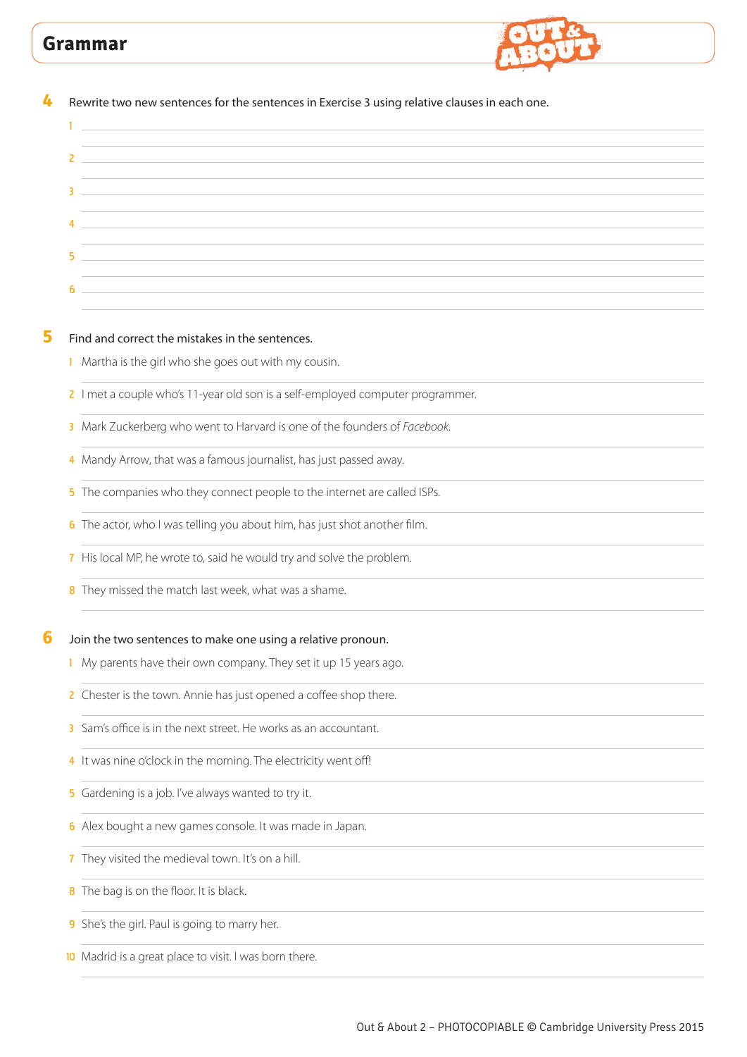## Grammar

**4** Rewrite two new sentences for the sentences in Exercise 3 using relative clauses in each one.

1 ______________________________

______________________________

2 ______________________________

______________________________

3 ______________________________

______________________________

4 ______________________________

______________________________

5 ______________________________

______________________________

6 ______________________________

______________________________

**5** Find and correct the mistakes in the sentences.

1 Martha is the girl who she goes out with my cousin.

______________________________

2 I met a couple who's 11-year old son is a self-employed computer programmer.

______________________________

3 Mark Zuckerberg who went to Harvard is one of the founders of *Facebook*.

______________________________

4 Mandy Arrow, that was a famous journalist, has just passed away.

______________________________

5 The companies who they connect people to the internet are called ISPs.

______________________________

6 The actor, who I was telling you about him, has just shot another film.

______________________________

7 His local MP, he wrote to, said he would try and solve the problem.

______________________________

8 They missed the match last week, what was a shame.

______________________________

**6** Join the two sentences to make one using a relative pronoun.

1 My parents have their own company. They set it up 15 years ago.

______________________________

2 Chester is the town. Annie has just opened a coffee shop there.

______________________________

3 Sam's office is in the next street. He works as an accountant.

______________________________

4 It was nine o'clock in the morning. The electricity went off!

______________________________

5 Gardening is a job. I've always wanted to try it.

______________________________

6 Alex bought a new games console. It was made in Japan.

______________________________

7 They visited the medieval town. It's on a hill.

______________________________

8 The bag is on the floor. It is black.

______________________________

9 She's the girl. Paul is going to marry her.

______________________________

10 Madrid is a great place to visit. I was born there.

______________________________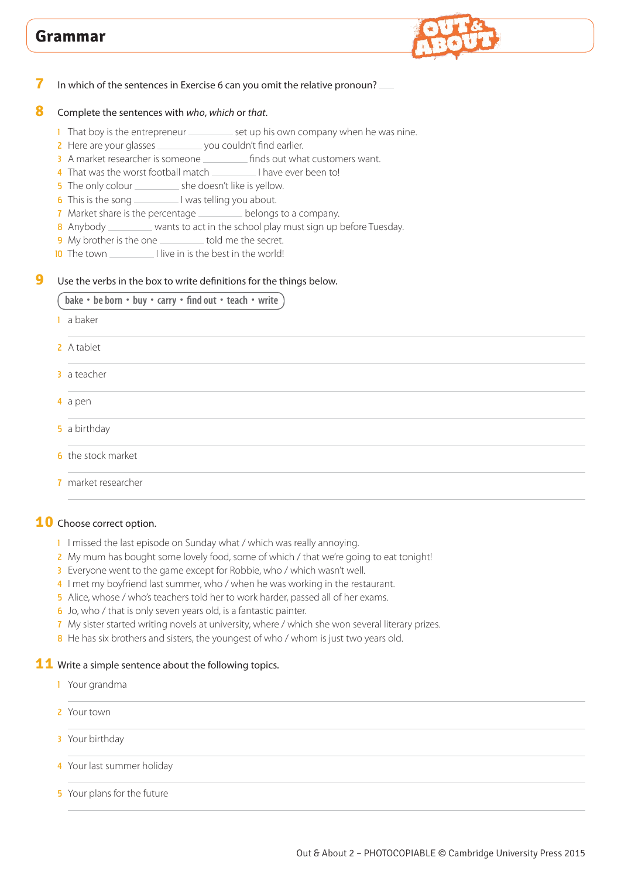# Grammar

**7** In which of the sentences in Exercise 6 can you omit the relative pronoun? ____

**8** Complete the sentences with *who*, *which* or *that*.

1. That boy is the entrepreneur ________ set up his own company when he was nine.
2. Here are your glasses ________ you couldn't find earlier.
3. A market researcher is someone ________ finds out what customers want.
4. That was the worst football match ________ I have ever been to!
5. The only colour ________ she doesn't like is yellow.
6. This is the song ________ I was telling you about.
7. Market share is the percentage ________ belongs to a company.
8. Anybody ________ wants to act in the school play must sign up before Tuesday.
9. My brother is the one ________ told me the secret.
10. The town ________ I live in is the best in the world!

**9** Use the verbs in the box to write definitions for the things below.

**bake • be born • buy • carry • find out • teach • write**

1. a baker
2. A tablet
3. a teacher
4. a pen
5. a birthday
6. the stock market
7. market researcher

**10** Choose correct option.

1. I missed the last episode on Sunday what / which was really annoying.
2. My mum has bought some lovely food, some of which / that we're going to eat tonight!
3. Everyone went to the game except for Robbie, who / which wasn't well.
4. I met my boyfriend last summer, who / when he was working in the restaurant.
5. Alice, whose / who's teachers told her to work harder, passed all of her exams.
6. Jo, who / that is only seven years old, is a fantastic painter.
7. My sister started writing novels at university, where / which she won several literary prizes.
8. He has six brothers and sisters, the youngest of who / whom is just two years old.

**11** Write a simple sentence about the following topics.

1. Your grandma
2. Your town
3. Your birthday
4. Your last summer holiday
5. Your plans for the future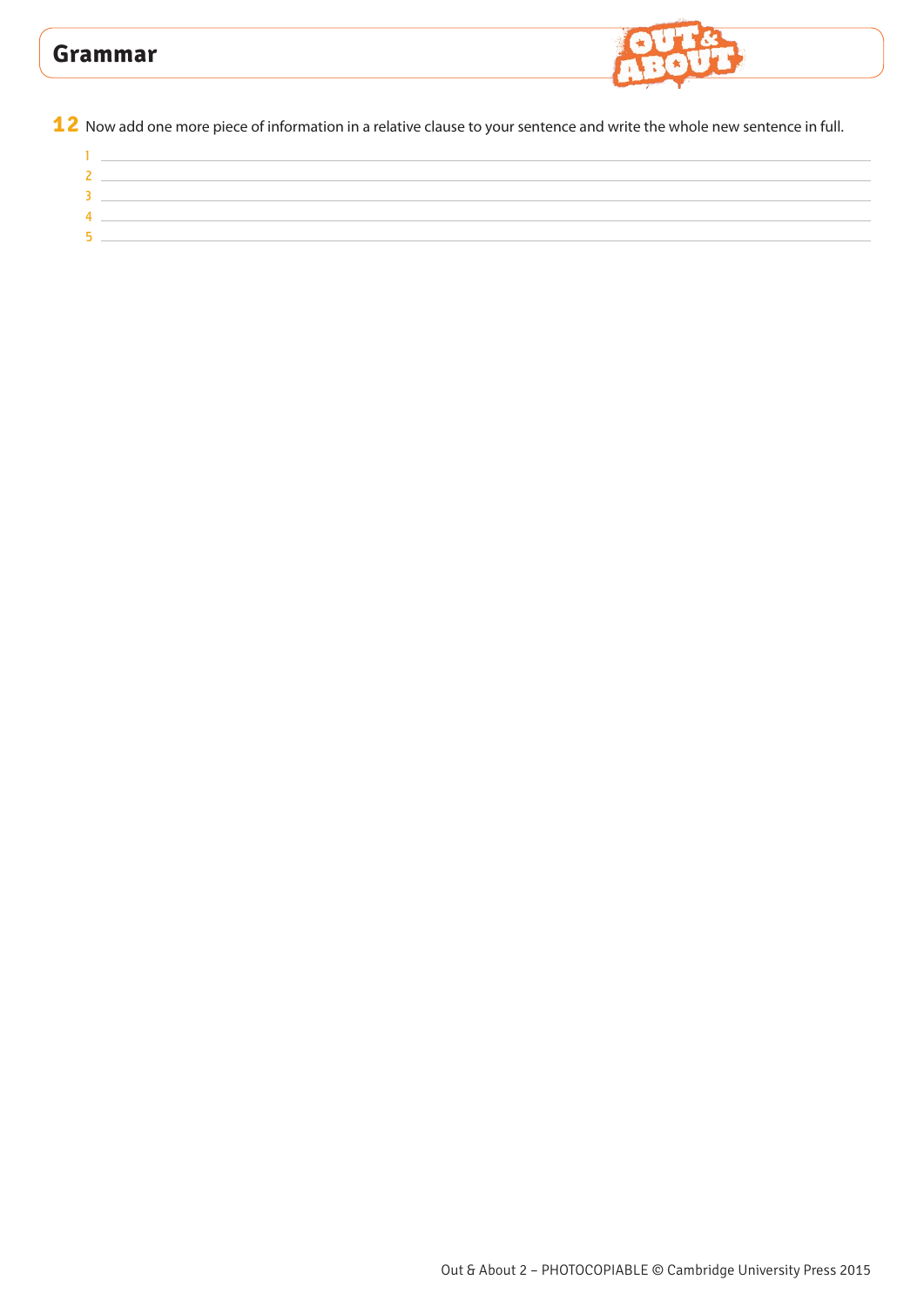**12** Now add one more piece of information in a relative clause to your sentence and write the whole new sentence in full.

1 ______________________________________________

2 ______________________________________________

3 ______________________________________________

4 ______________________________________________

5 ______________________________________________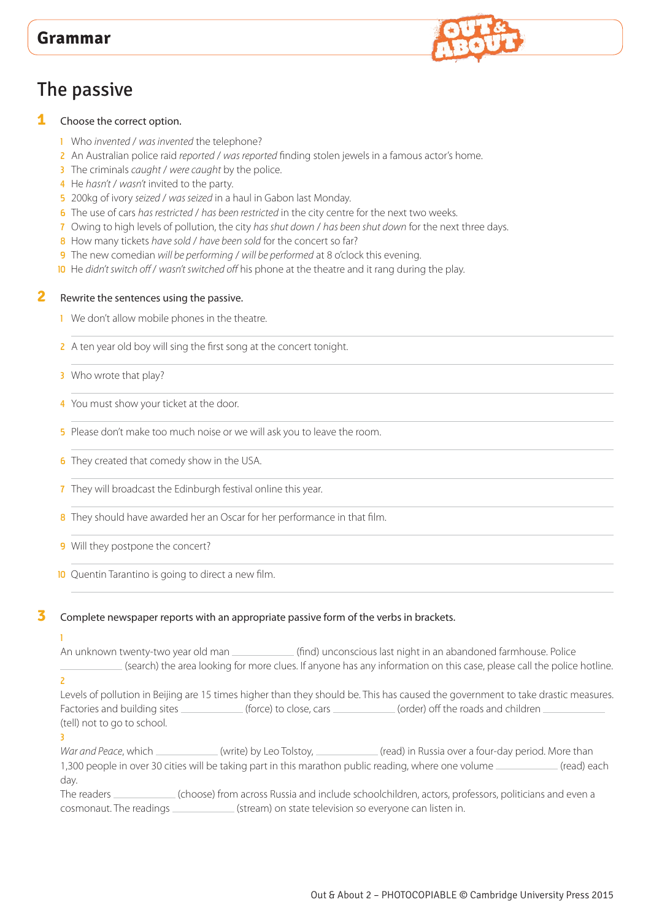## Grammar

# The passive

**1** Choose the correct option.

1. Who *invented* / *was invented* the telephone?
2. An Australian police raid *reported* / *was reported* finding stolen jewels in a famous actor's home.
3. The criminals *caught* / *were caught* by the police.
4. He *hasn't* / *wasn't* invited to the party.
5. 200kg of ivory *seized* / *was seized* in a haul in Gabon last Monday.
6. The use of cars *has restricted* / *has been restricted* in the city centre for the next two weeks.
7. Owing to high levels of pollution, the city *has shut down* / *has been shut down* for the next three days.
8. How many tickets *have sold* / *have been sold* for the concert so far?
9. The new comedian *will be performing* / *will be performed* at 8 o'clock this evening.
10. He *didn't switch off* / *wasn't switched off* his phone at the theatre and it rang during the play.

**2** Rewrite the sentences using the passive.

1. We don't allow mobile phones in the theatre.
_______________
2. A ten year old boy will sing the first song at the concert tonight.
_______________
3. Who wrote that play?
_______________
4. You must show your ticket at the door.
_______________
5. Please don't make too much noise or we will ask you to leave the room.
_______________
6. They created that comedy show in the USA.
_______________
7. They will broadcast the Edinburgh festival online this year.
_______________
8. They should have awarded her an Oscar for her performance in that film.
_______________
9. Will they postpone the concert?
_______________
10. Quentin Tarantino is going to direct a new film.
_______________

**3** Complete newspaper reports with an appropriate passive form of the verbs in brackets.

1

An unknown twenty-two year old man ____________ (find) unconscious last night in an abandoned farmhouse. Police ____________ (search) the area looking for more clues. If anyone has any information on this case, please call the police hotline.

2

Levels of pollution in Beijing are 15 times higher than they should be. This has caused the government to take drastic measures. Factories and building sites ____________ (force) to close, cars ____________ (order) off the roads and children ____________ (tell) not to go to school.

3

*War and Peace*, which ____________ (write) by Leo Tolstoy, ____________ (read) in Russia over a four-day period. More than 1,300 people in over 30 cities will be taking part in this marathon public reading, where one volume ____________ (read) each day.

The readers ____________ (choose) from across Russia and include schoolchildren, actors, professors, politicians and even a cosmonaut. The readings ____________ (stream) on state television so everyone can listen in.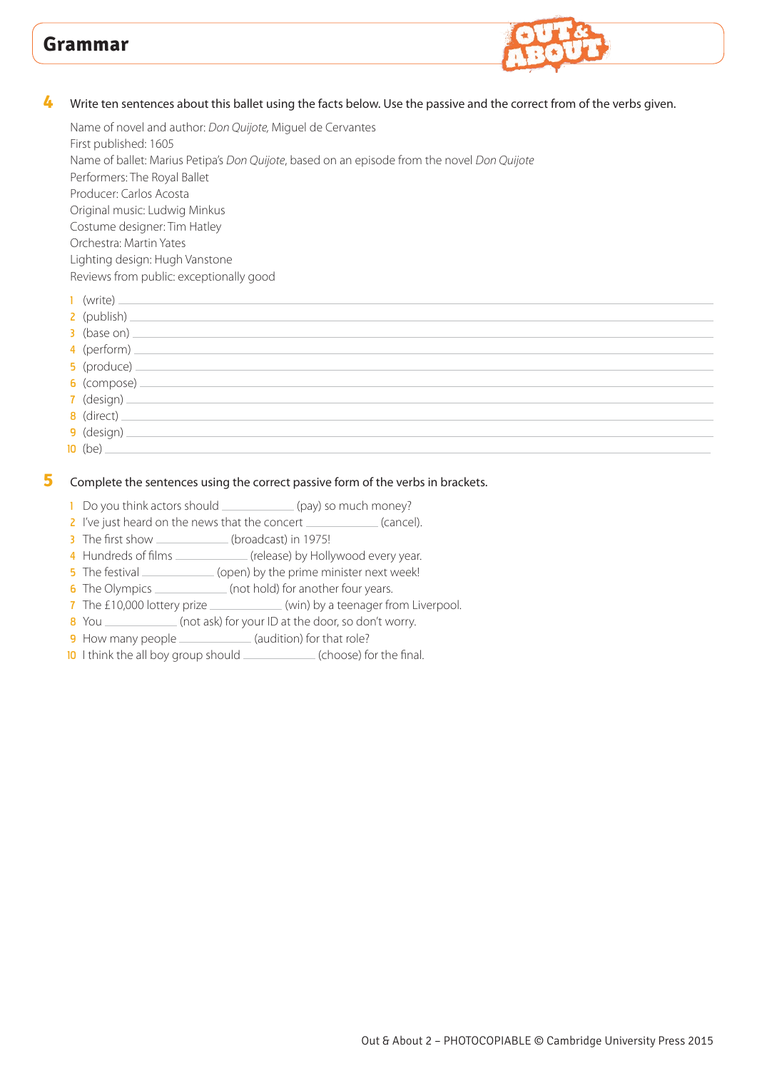# Grammar

**4** Write ten sentences about this ballet using the facts below. Use the passive and the correct from of the verbs given.

Name of novel and author: *Don Quijote,* Miguel de Cervantes
First published: 1605
Name of ballet: Marius Petipa's *Don Quijote*, based on an episode from the novel *Don Quijote*
Performers: The Royal Ballet
Producer: Carlos Acosta
Original music: Ludwig Minkus
Costume designer: Tim Hatley
Orchestra: Martin Yates
Lighting design: Hugh Vanstone
Reviews from public: exceptionally good

1 (write) ______________________________
2 (publish) ______________________________
3 (base on) ______________________________
4 (perform) ______________________________
5 (produce) ______________________________
6 (compose) ______________________________
7 (design) ______________________________
8 (direct) ______________________________
9 (design) ______________________________
10 (be) ______________________________

**5** Complete the sentences using the correct passive form of the verbs in brackets.

1 Do you think actors should ____________ (pay) so much money?
2 I've just heard on the news that the concert ____________ (cancel).
3 The first show ____________ (broadcast) in 1975!
4 Hundreds of films ____________ (release) by Hollywood every year.
5 The festival ____________ (open) by the prime minister next week!
6 The Olympics ____________ (not hold) for another four years.
7 The £10,000 lottery prize ____________ (win) by a teenager from Liverpool.
8 You ____________ (not ask) for your ID at the door, so don't worry.
9 How many people ____________ (audition) for that role?
10 I think the all boy group should ____________ (choose) for the final.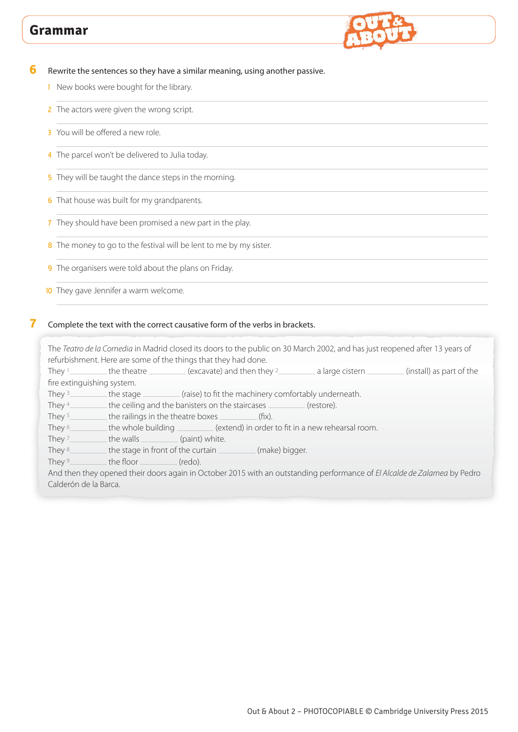## Grammar

**6** Rewrite the sentences so they have a similar meaning, using another passive.

1. New books were bought for the library.

   ______________________________________________
2. The actors were given the wrong script.

   ______________________________________________
3. You will be offered a new role.

   ______________________________________________
4. The parcel won't be delivered to Julia today.

   ______________________________________________
5. They will be taught the dance steps in the morning.

   ______________________________________________
6. That house was built for my grandparents.

   ______________________________________________
7. They should have been promised a new part in the play.

   ______________________________________________
8. The money to go to the festival will be lent to me by my sister.

   ______________________________________________
9. The organisers were told about the plans on Friday.

   ______________________________________________
10. They gave Jennifer a warm welcome.

    ______________________________________________

**7** Complete the text with the correct causative form of the verbs in brackets.

The *Teatro de la Comedia* in Madrid closed its doors to the public on 30 March 2002, and has just reopened after 13 years of refurbishment. Here are some of the things that they had done.

They 1__________ the theatre __________ (excavate) and then they 2__________ a large cistern __________ (install) as part of the fire extinguishing system.

They 3__________ the stage __________ (raise) to fit the machinery comfortably underneath.

They 4__________ the ceiling and the banisters on the staircases __________ (restore).

They 5__________ the railings in the theatre boxes __________ (fix).

They 6__________ the whole building __________ (extend) in order to fit in a new rehearsal room.

They 7__________ the walls __________ (paint) white.

They 8__________ the stage in front of the curtain __________ (make) bigger.

They 9__________ the floor __________ (redo).

And then they opened their doors again in October 2015 with an outstanding performance of *El Alcalde de Zalamea* by Pedro Calderón de la Barca.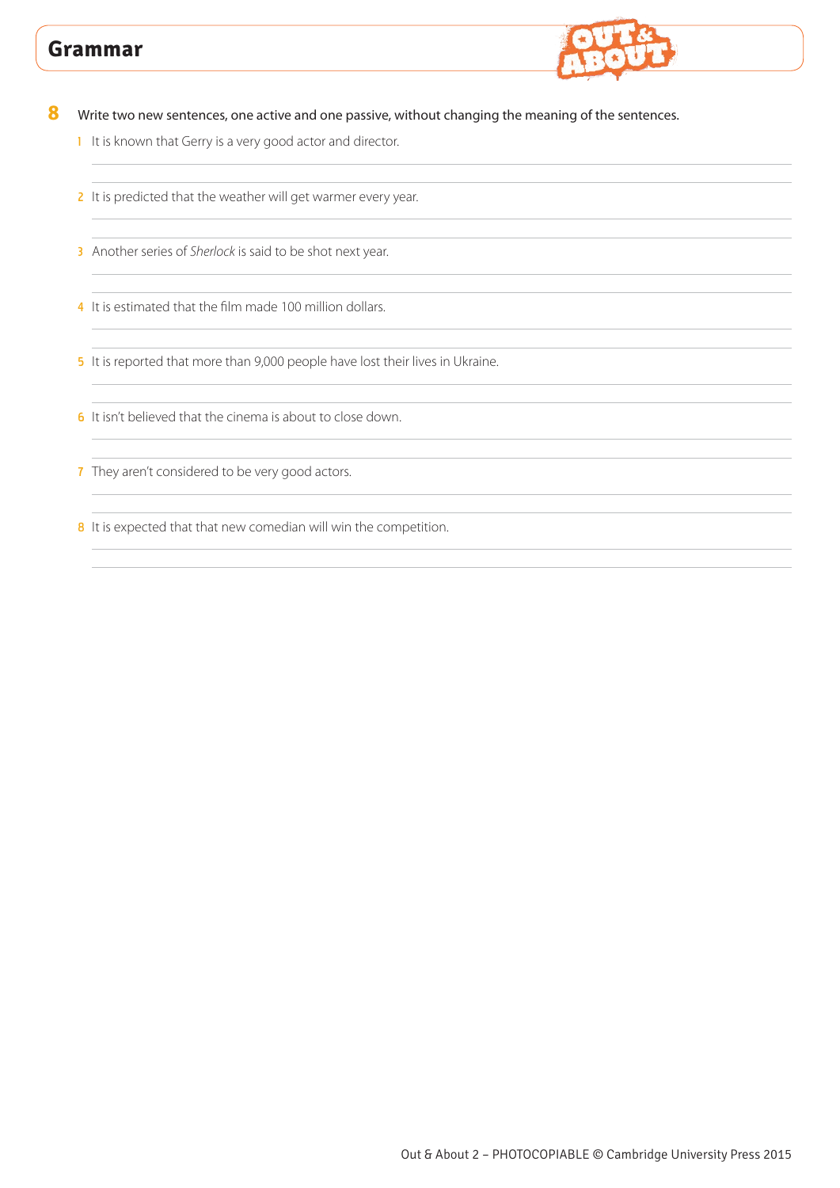## Grammar

**8** Write two new sentences, one active and one passive, without changing the meaning of the sentences.

1 It is known that Gerry is a very good actor and director.

2 It is predicted that the weather will get warmer every year.

3 Another series of *Sherlock* is said to be shot next year.

4 It is estimated that the film made 100 million dollars.

5 It is reported that more than 9,000 people have lost their lives in Ukraine.

6 It isn't believed that the cinema is about to close down.

7 They aren't considered to be very good actors.

8 It is expected that that new comedian will win the competition.

Out & About 2 – PHOTOCOPIABLE © Cambridge University Press 2015